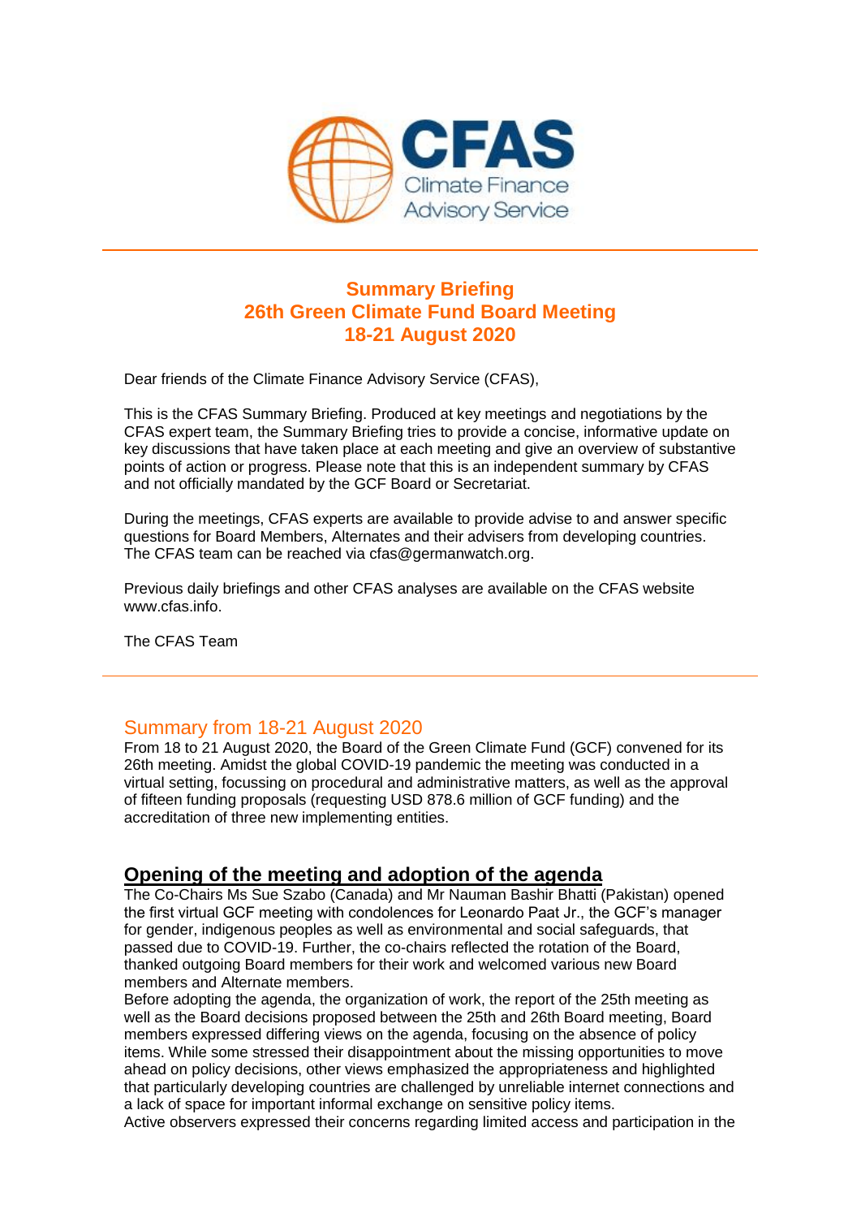CFAS Climate Finance Advisory Service

## Summary Briefing
## 26th Green Climate Fund Board Meeting
## 18-21 August 2020

Dear friends of the Climate Finance Advisory Service (CFAS),

This is the CFAS Summary Briefing. Produced at key meetings and negotiations by the CFAS expert team, the Summary Briefing tries to provide a concise, informative update on key discussions that have taken place at each meeting and give an overview of substantive points of action or progress. Please note that this is an independent summary by CFAS and not officially mandated by the GCF Board or Secretariat.

During the meetings, CFAS experts are available to provide advise to and answer specific questions for Board Members, Alternates and their advisers from developing countries. The CFAS team can be reached via cfas@germanwatch.org.

Previous daily briefings and other CFAS analyses are available on the CFAS website www.cfas.info.

The CFAS Team

---

## Summary from 18-21 August 2020

From 18 to 21 August 2020, the Board of the Green Climate Fund (GCF) convened for its 26th meeting. Amidst the global COVID-19 pandemic the meeting was conducted in a virtual setting, focussing on procedural and administrative matters, as well as the approval of fifteen funding proposals (requesting USD 878.6 million of GCF funding) and the accreditation of three new implementing entities.

### Opening of the meeting and adoption of the agenda

The Co-Chairs Ms Sue Szabo (Canada) and Mr Nauman Bashir Bhatti (Pakistan) opened the first virtual GCF meeting with condolences for Leonardo Paat Jr., the GCF's manager for gender, indigenous peoples as well as environmental and social safeguards, that passed due to COVID-19. Further, the co-chairs reflected the rotation of the Board, thanked outgoing Board members for their work and welcomed various new Board members and Alternate members.

Before adopting the agenda, the organization of work, the report of the 25th meeting as well as the Board decisions proposed between the 25th and 26th Board meeting, Board members expressed differing views on the agenda, focusing on the absence of policy items. While some stressed their disappointment about the missing opportunities to move ahead on policy decisions, other views emphasized the appropriateness and highlighted that particularly developing countries are challenged by unreliable internet connections and a lack of space for important informal exchange on sensitive policy items.

Active observers expressed their concerns regarding limited access and participation in the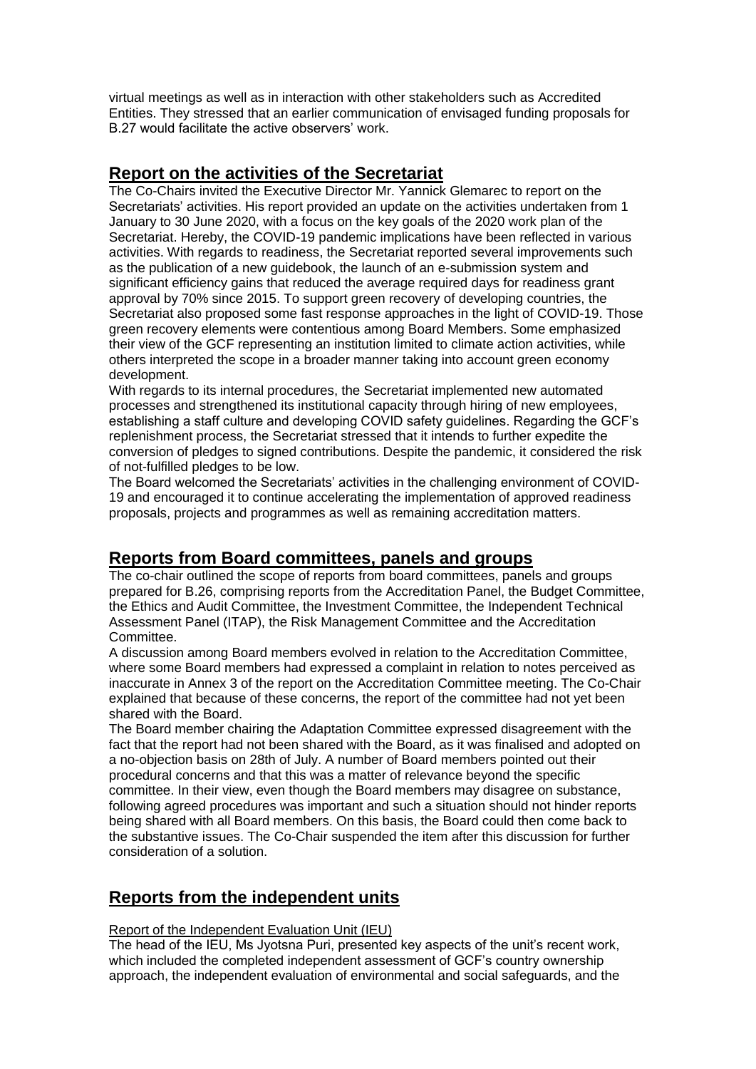virtual meetings as well as in interaction with other stakeholders such as Accredited Entities. They stressed that an earlier communication of envisaged funding proposals for B.27 would facilitate the active observers' work.

## Report on the activities of the Secretariat

The Co-Chairs invited the Executive Director Mr. Yannick Glemarec to report on the Secretariats' activities. His report provided an update on the activities undertaken from 1 January to 30 June 2020, with a focus on the key goals of the 2020 work plan of the Secretariat. Hereby, the COVID-19 pandemic implications have been reflected in various activities. With regards to readiness, the Secretariat reported several improvements such as the publication of a new guidebook, the launch of an e-submission system and significant efficiency gains that reduced the average required days for readiness grant approval by 70% since 2015. To support green recovery of developing countries, the Secretariat also proposed some fast response approaches in the light of COVID-19. Those green recovery elements were contentious among Board Members. Some emphasized their view of the GCF representing an institution limited to climate action activities, while others interpreted the scope in a broader manner taking into account green economy development.

With regards to its internal procedures, the Secretariat implemented new automated processes and strengthened its institutional capacity through hiring of new employees, establishing a staff culture and developing COVID safety guidelines. Regarding the GCF's replenishment process, the Secretariat stressed that it intends to further expedite the conversion of pledges to signed contributions. Despite the pandemic, it considered the risk of not-fulfilled pledges to be low.

The Board welcomed the Secretariats' activities in the challenging environment of COVID-19 and encouraged it to continue accelerating the implementation of approved readiness proposals, projects and programmes as well as remaining accreditation matters.

## Reports from Board committees, panels and groups

The co-chair outlined the scope of reports from board committees, panels and groups prepared for B.26, comprising reports from the Accreditation Panel, the Budget Committee, the Ethics and Audit Committee, the Investment Committee, the Independent Technical Assessment Panel (ITAP), the Risk Management Committee and the Accreditation Committee.

A discussion among Board members evolved in relation to the Accreditation Committee, where some Board members had expressed a complaint in relation to notes perceived as inaccurate in Annex 3 of the report on the Accreditation Committee meeting. The Co-Chair explained that because of these concerns, the report of the committee had not yet been shared with the Board.

The Board member chairing the Adaptation Committee expressed disagreement with the fact that the report had not been shared with the Board, as it was finalised and adopted on a no-objection basis on 28th of July. A number of Board members pointed out their procedural concerns and that this was a matter of relevance beyond the specific committee. In their view, even though the Board members may disagree on substance, following agreed procedures was important and such a situation should not hinder reports being shared with all Board members. On this basis, the Board could then come back to the substantive issues. The Co-Chair suspended the item after this discussion for further consideration of a solution.

## Reports from the independent units

Report of the Independent Evaluation Unit (IEU)

The head of the IEU, Ms Jyotsna Puri, presented key aspects of the unit's recent work, which included the completed independent assessment of GCF's country ownership approach, the independent evaluation of environmental and social safeguards, and the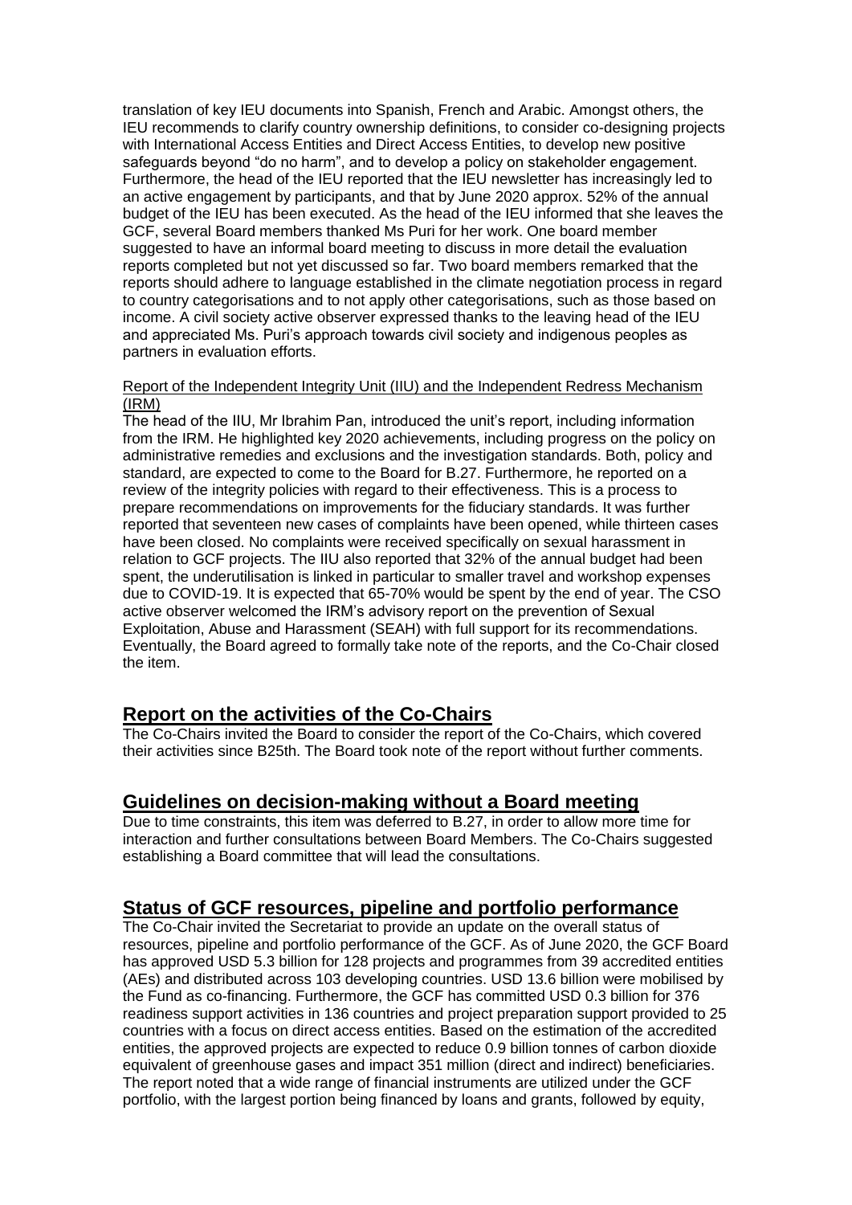translation of key IEU documents into Spanish, French and Arabic. Amongst others, the IEU recommends to clarify country ownership definitions, to consider co-designing projects with International Access Entities and Direct Access Entities, to develop new positive safeguards beyond "do no harm", and to develop a policy on stakeholder engagement. Furthermore, the head of the IEU reported that the IEU newsletter has increasingly led to an active engagement by participants, and that by June 2020 approx. 52% of the annual budget of the IEU has been executed. As the head of the IEU informed that she leaves the GCF, several Board members thanked Ms Puri for her work. One board member suggested to have an informal board meeting to discuss in more detail the evaluation reports completed but not yet discussed so far. Two board members remarked that the reports should adhere to language established in the climate negotiation process in regard to country categorisations and to not apply other categorisations, such as those based on income. A civil society active observer expressed thanks to the leaving head of the IEU and appreciated Ms. Puri's approach towards civil society and indigenous peoples as partners in evaluation efforts.

Report of the Independent Integrity Unit (IIU) and the Independent Redress Mechanism (IRM)

The head of the IIU, Mr Ibrahim Pan, introduced the unit's report, including information from the IRM. He highlighted key 2020 achievements, including progress on the policy on administrative remedies and exclusions and the investigation standards. Both, policy and standard, are expected to come to the Board for B.27. Furthermore, he reported on a review of the integrity policies with regard to their effectiveness. This is a process to prepare recommendations on improvements for the fiduciary standards. It was further reported that seventeen new cases of complaints have been opened, while thirteen cases have been closed. No complaints were received specifically on sexual harassment in relation to GCF projects. The IIU also reported that 32% of the annual budget had been spent, the underutilisation is linked in particular to smaller travel and workshop expenses due to COVID-19. It is expected that 65-70% would be spent by the end of year. The CSO active observer welcomed the IRM's advisory report on the prevention of Sexual Exploitation, Abuse and Harassment (SEAH) with full support for its recommendations. Eventually, the Board agreed to formally take note of the reports, and the Co-Chair closed the item.

## Report on the activities of the Co-Chairs

The Co-Chairs invited the Board to consider the report of the Co-Chairs, which covered their activities since B25th. The Board took note of the report without further comments.

## Guidelines on decision-making without a Board meeting

Due to time constraints, this item was deferred to B.27, in order to allow more time for interaction and further consultations between Board Members. The Co-Chairs suggested establishing a Board committee that will lead the consultations.

## Status of GCF resources, pipeline and portfolio performance

The Co-Chair invited the Secretariat to provide an update on the overall status of resources, pipeline and portfolio performance of the GCF. As of June 2020, the GCF Board has approved USD 5.3 billion for 128 projects and programmes from 39 accredited entities (AEs) and distributed across 103 developing countries. USD 13.6 billion were mobilised by the Fund as co-financing. Furthermore, the GCF has committed USD 0.3 billion for 376 readiness support activities in 136 countries and project preparation support provided to 25 countries with a focus on direct access entities. Based on the estimation of the accredited entities, the approved projects are expected to reduce 0.9 billion tonnes of carbon dioxide equivalent of greenhouse gases and impact 351 million (direct and indirect) beneficiaries. The report noted that a wide range of financial instruments are utilized under the GCF portfolio, with the largest portion being financed by loans and grants, followed by equity,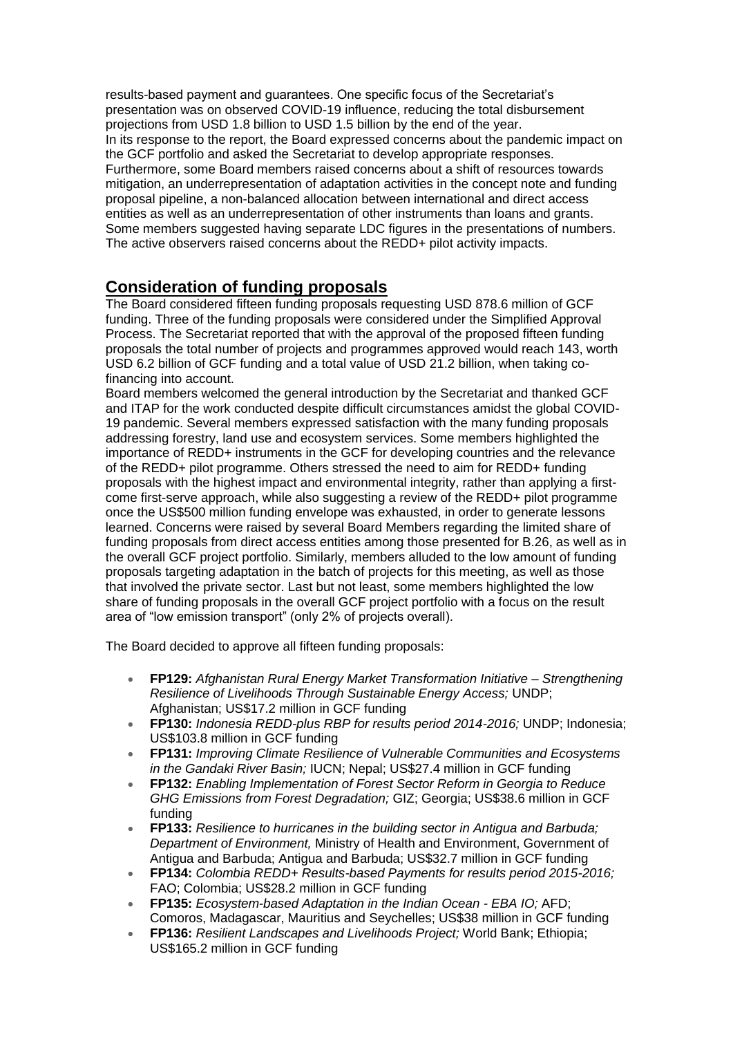results-based payment and guarantees. One specific focus of the Secretariat's presentation was on observed COVID-19 influence, reducing the total disbursement projections from USD 1.8 billion to USD 1.5 billion by the end of the year.
In its response to the report, the Board expressed concerns about the pandemic impact on the GCF portfolio and asked the Secretariat to develop appropriate responses. Furthermore, some Board members raised concerns about a shift of resources towards mitigation, an underrepresentation of adaptation activities in the concept note and funding proposal pipeline, a non-balanced allocation between international and direct access entities as well as an underrepresentation of other instruments than loans and grants. Some members suggested having separate LDC figures in the presentations of numbers. The active observers raised concerns about the REDD+ pilot activity impacts.

## Consideration of funding proposals

The Board considered fifteen funding proposals requesting USD 878.6 million of GCF funding. Three of the funding proposals were considered under the Simplified Approval Process. The Secretariat reported that with the approval of the proposed fifteen funding proposals the total number of projects and programmes approved would reach 143, worth USD 6.2 billion of GCF funding and a total value of USD 21.2 billion, when taking co-financing into account.
Board members welcomed the general introduction by the Secretariat and thanked GCF and ITAP for the work conducted despite difficult circumstances amidst the global COVID-19 pandemic. Several members expressed satisfaction with the many funding proposals addressing forestry, land use and ecosystem services. Some members highlighted the importance of REDD+ instruments in the GCF for developing countries and the relevance of the REDD+ pilot programme. Others stressed the need to aim for REDD+ funding proposals with the highest impact and environmental integrity, rather than applying a first-come first-serve approach, while also suggesting a review of the REDD+ pilot programme once the US$500 million funding envelope was exhausted, in order to generate lessons learned. Concerns were raised by several Board Members regarding the limited share of funding proposals from direct access entities among those presented for B.26, as well as in the overall GCF project portfolio. Similarly, members alluded to the low amount of funding proposals targeting adaptation in the batch of projects for this meeting, as well as those that involved the private sector. Last but not least, some members highlighted the low share of funding proposals in the overall GCF project portfolio with a focus on the result area of "low emission transport" (only 2% of projects overall).

The Board decided to approve all fifteen funding proposals:

- **FP129:** *Afghanistan Rural Energy Market Transformation Initiative – Strengthening Resilience of Livelihoods Through Sustainable Energy Access;* UNDP; Afghanistan; US$17.2 million in GCF funding
- **FP130:** *Indonesia REDD-plus RBP for results period 2014-2016;* UNDP; Indonesia; US$103.8 million in GCF funding
- **FP131:** *Improving Climate Resilience of Vulnerable Communities and Ecosystems in the Gandaki River Basin;* IUCN; Nepal; US$27.4 million in GCF funding
- **FP132:** *Enabling Implementation of Forest Sector Reform in Georgia to Reduce GHG Emissions from Forest Degradation;* GIZ; Georgia; US$38.6 million in GCF funding
- **FP133:** *Resilience to hurricanes in the building sector in Antigua and Barbuda; Department of Environment,* Ministry of Health and Environment, Government of Antigua and Barbuda; Antigua and Barbuda; US$32.7 million in GCF funding
- **FP134:** *Colombia REDD+ Results-based Payments for results period 2015-2016;* FAO; Colombia; US$28.2 million in GCF funding
- **FP135:** *Ecosystem-based Adaptation in the Indian Ocean - EBA IO;* AFD; Comoros, Madagascar, Mauritius and Seychelles; US$38 million in GCF funding
- **FP136:** *Resilient Landscapes and Livelihoods Project;* World Bank; Ethiopia; US$165.2 million in GCF funding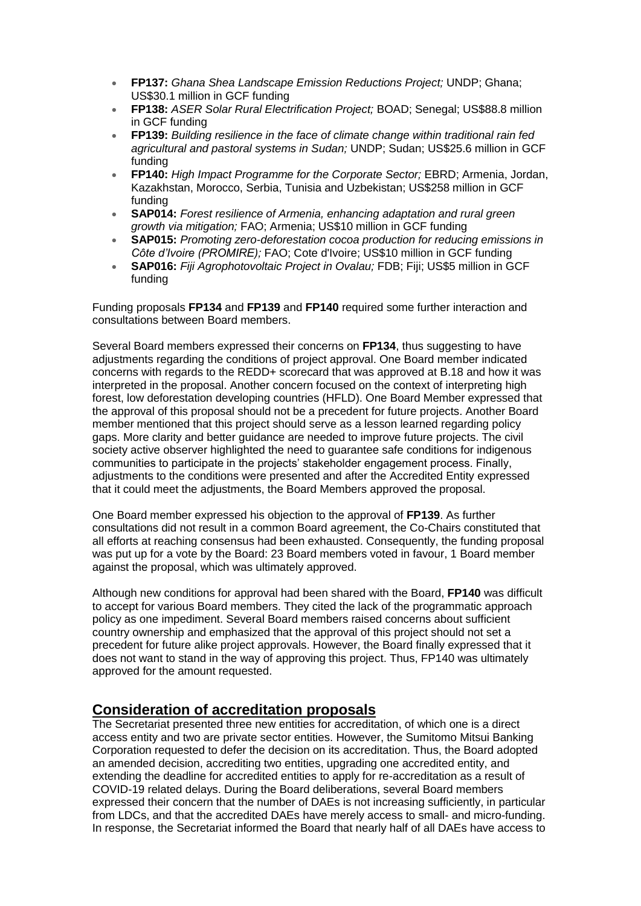- **FP137:** *Ghana Shea Landscape Emission Reductions Project;* UNDP; Ghana; US$30.1 million in GCF funding
- **FP138:** *ASER Solar Rural Electrification Project;* BOAD; Senegal; US$88.8 million in GCF funding
- **FP139:** *Building resilience in the face of climate change within traditional rain fed agricultural and pastoral systems in Sudan;* UNDP; Sudan; US$25.6 million in GCF funding
- **FP140:** *High Impact Programme for the Corporate Sector;* EBRD; Armenia, Jordan, Kazakhstan, Morocco, Serbia, Tunisia and Uzbekistan; US$258 million in GCF funding
- **SAP014:** *Forest resilience of Armenia, enhancing adaptation and rural green growth via mitigation;* FAO; Armenia; US$10 million in GCF funding
- **SAP015:** *Promoting zero-deforestation cocoa production for reducing emissions in Côte d'Ivoire (PROMIRE);* FAO; Cote d'Ivoire; US$10 million in GCF funding
- **SAP016:** *Fiji Agrophotovoltaic Project in Ovalau;* FDB; Fiji; US$5 million in GCF funding

Funding proposals **FP134** and **FP139** and **FP140** required some further interaction and consultations between Board members.

Several Board members expressed their concerns on **FP134**, thus suggesting to have adjustments regarding the conditions of project approval. One Board member indicated concerns with regards to the REDD+ scorecard that was approved at B.18 and how it was interpreted in the proposal. Another concern focused on the context of interpreting high forest, low deforestation developing countries (HFLD). One Board Member expressed that the approval of this proposal should not be a precedent for future projects. Another Board member mentioned that this project should serve as a lesson learned regarding policy gaps. More clarity and better guidance are needed to improve future projects. The civil society active observer highlighted the need to guarantee safe conditions for indigenous communities to participate in the projects' stakeholder engagement process. Finally, adjustments to the conditions were presented and after the Accredited Entity expressed that it could meet the adjustments, the Board Members approved the proposal.

One Board member expressed his objection to the approval of **FP139**. As further consultations did not result in a common Board agreement, the Co-Chairs constituted that all efforts at reaching consensus had been exhausted. Consequently, the funding proposal was put up for a vote by the Board: 23 Board members voted in favour, 1 Board member against the proposal, which was ultimately approved.

Although new conditions for approval had been shared with the Board, **FP140** was difficult to accept for various Board members. They cited the lack of the programmatic approach policy as one impediment. Several Board members raised concerns about sufficient country ownership and emphasized that the approval of this project should not set a precedent for future alike project approvals. However, the Board finally expressed that it does not want to stand in the way of approving this project. Thus, FP140 was ultimately approved for the amount requested.

## Consideration of accreditation proposals

The Secretariat presented three new entities for accreditation, of which one is a direct access entity and two are private sector entities. However, the Sumitomo Mitsui Banking Corporation requested to defer the decision on its accreditation. Thus, the Board adopted an amended decision, accrediting two entities, upgrading one accredited entity, and extending the deadline for accredited entities to apply for re-accreditation as a result of COVID-19 related delays. During the Board deliberations, several Board members expressed their concern that the number of DAEs is not increasing sufficiently, in particular from LDCs, and that the accredited DAEs have merely access to small- and micro-funding. In response, the Secretariat informed the Board that nearly half of all DAEs have access to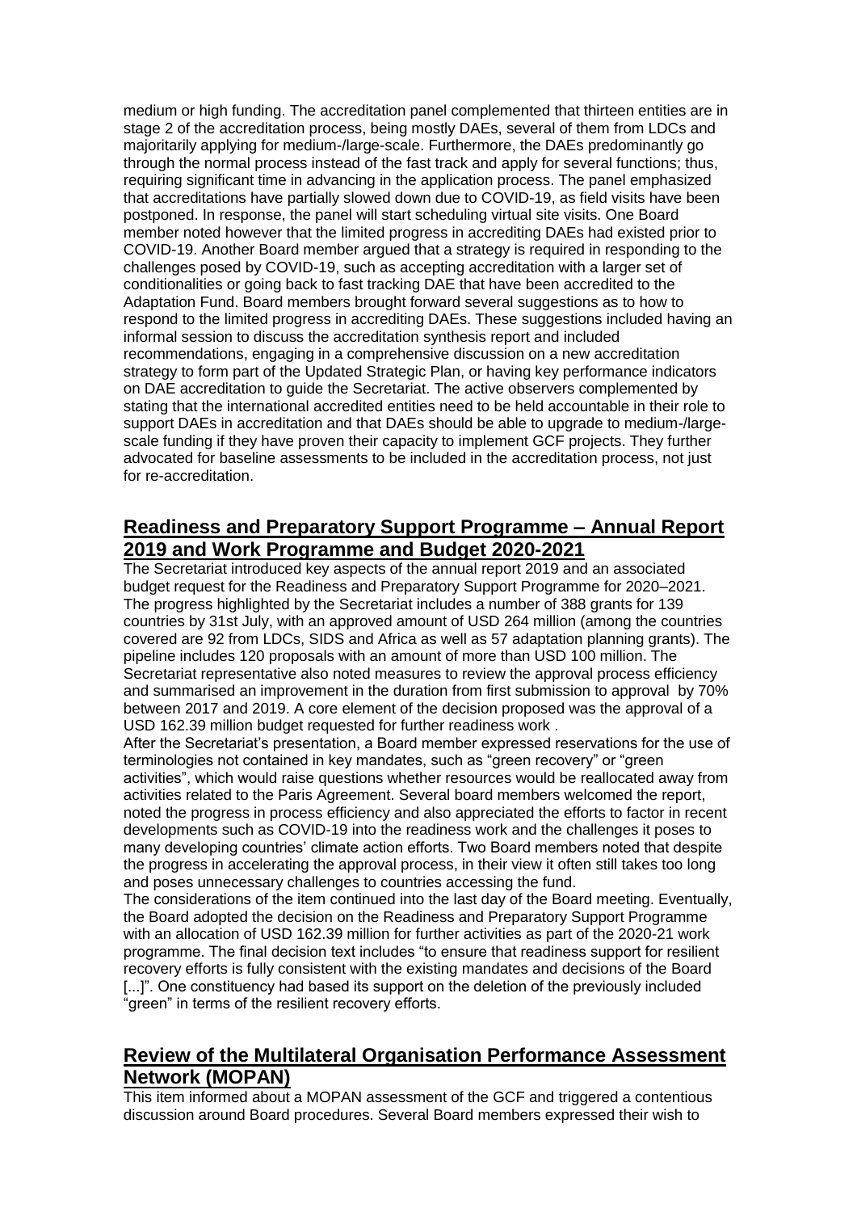medium or high funding. The accreditation panel complemented that thirteen entities are in stage 2 of the accreditation process, being mostly DAEs, several of them from LDCs and majoritarily applying for medium-/large-scale. Furthermore, the DAEs predominantly go through the normal process instead of the fast track and apply for several functions; thus, requiring significant time in advancing in the application process. The panel emphasized that accreditations have partially slowed down due to COVID-19, as field visits have been postponed. In response, the panel will start scheduling virtual site visits. One Board member noted however that the limited progress in accrediting DAEs had existed prior to COVID-19. Another Board member argued that a strategy is required in responding to the challenges posed by COVID-19, such as accepting accreditation with a larger set of conditionalities or going back to fast tracking DAE that have been accredited to the Adaptation Fund. Board members brought forward several suggestions as to how to respond to the limited progress in accrediting DAEs. These suggestions included having an informal session to discuss the accreditation synthesis report and included recommendations, engaging in a comprehensive discussion on a new accreditation strategy to form part of the Updated Strategic Plan, or having key performance indicators on DAE accreditation to guide the Secretariat. The active observers complemented by stating that the international accredited entities need to be held accountable in their role to support DAEs in accreditation and that DAEs should be able to upgrade to medium-/large-scale funding if they have proven their capacity to implement GCF projects. They further advocated for baseline assessments to be included in the accreditation process, not just for re-accreditation.

## Readiness and Preparatory Support Programme – Annual Report 2019 and Work Programme and Budget 2020-2021

The Secretariat introduced key aspects of the annual report 2019 and an associated budget request for the Readiness and Preparatory Support Programme for 2020–2021. The progress highlighted by the Secretariat includes a number of 388 grants for 139 countries by 31st July, with an approved amount of USD 264 million (among the countries covered are 92 from LDCs, SIDS and Africa as well as 57 adaptation planning grants). The pipeline includes 120 proposals with an amount of more than USD 100 million. The Secretariat representative also noted measures to review the approval process efficiency and summarised an improvement in the duration from first submission to approval by 70% between 2017 and 2019. A core element of the decision proposed was the approval of a USD 162.39 million budget requested for further readiness work .

After the Secretariat's presentation, a Board member expressed reservations for the use of terminologies not contained in key mandates, such as "green recovery" or "green activities", which would raise questions whether resources would be reallocated away from activities related to the Paris Agreement. Several board members welcomed the report, noted the progress in process efficiency and also appreciated the efforts to factor in recent developments such as COVID-19 into the readiness work and the challenges it poses to many developing countries' climate action efforts. Two Board members noted that despite the progress in accelerating the approval process, in their view it often still takes too long and poses unnecessary challenges to countries accessing the fund.

The considerations of the item continued into the last day of the Board meeting. Eventually, the Board adopted the decision on the Readiness and Preparatory Support Programme with an allocation of USD 162.39 million for further activities as part of the 2020-21 work programme. The final decision text includes "to ensure that readiness support for resilient recovery efforts is fully consistent with the existing mandates and decisions of the Board [...]". One constituency had based its support on the deletion of the previously included "green" in terms of the resilient recovery efforts.

## Review of the Multilateral Organisation Performance Assessment Network (MOPAN)

This item informed about a MOPAN assessment of the GCF and triggered a contentious discussion around Board procedures. Several Board members expressed their wish to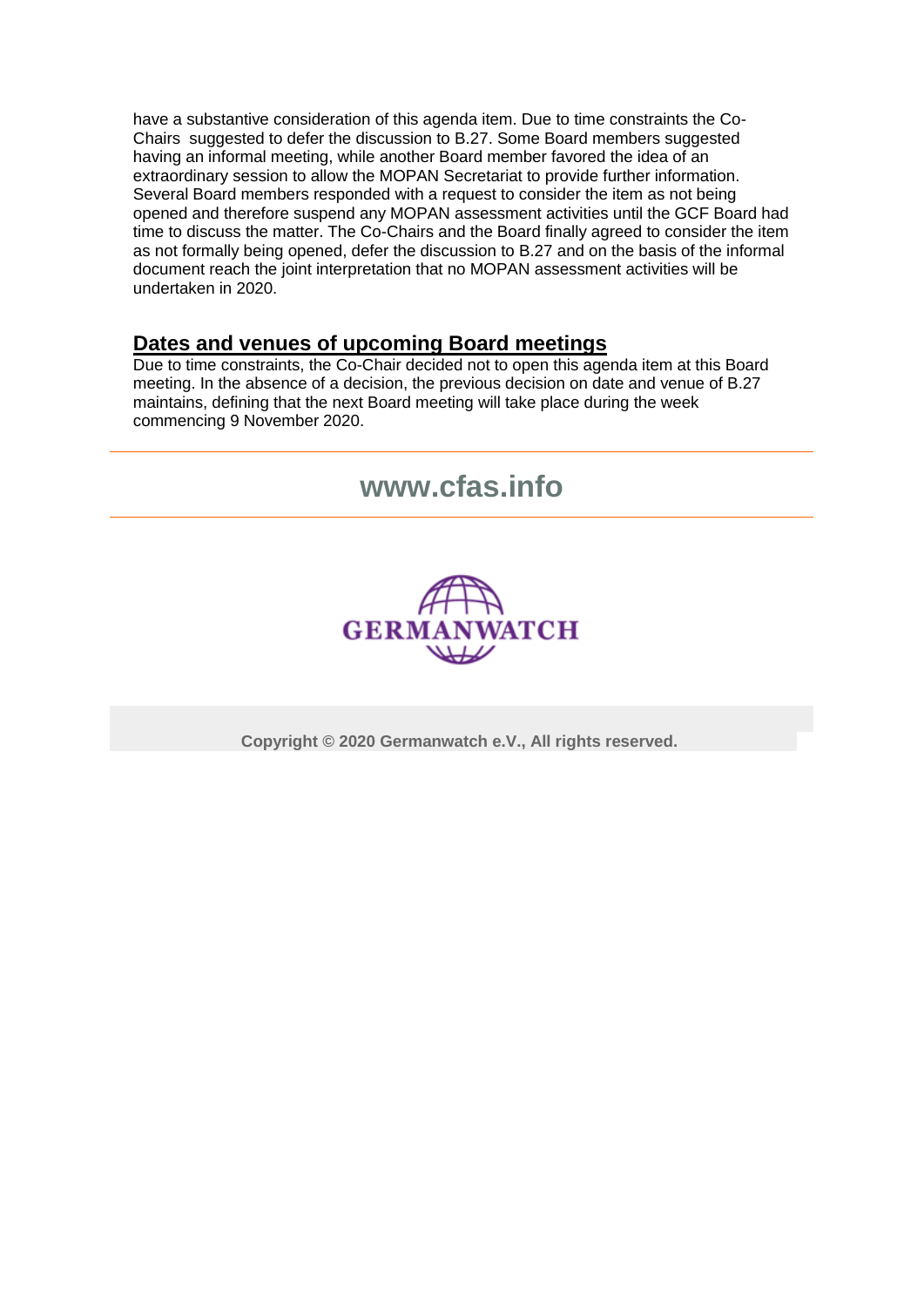have a substantive consideration of this agenda item. Due to time constraints the Co-Chairs suggested to defer the discussion to B.27. Some Board members suggested having an informal meeting, while another Board member favored the idea of an extraordinary session to allow the MOPAN Secretariat to provide further information. Several Board members responded with a request to consider the item as not being opened and therefore suspend any MOPAN assessment activities until the GCF Board had time to discuss the matter. The Co-Chairs and the Board finally agreed to consider the item as not formally being opened, defer the discussion to B.27 and on the basis of the informal document reach the joint interpretation that no MOPAN assessment activities will be undertaken in 2020.

## Dates and venues of upcoming Board meetings

Due to time constraints, the Co-Chair decided not to open this agenda item at this Board meeting. In the absence of a decision, the previous decision on date and venue of B.27 maintains, defining that the next Board meeting will take place during the week commencing 9 November 2020.

---

**www.cfas.info**

---

GERMANWATCH

**Copyright © 2020 Germanwatch e.V., All rights reserved.**